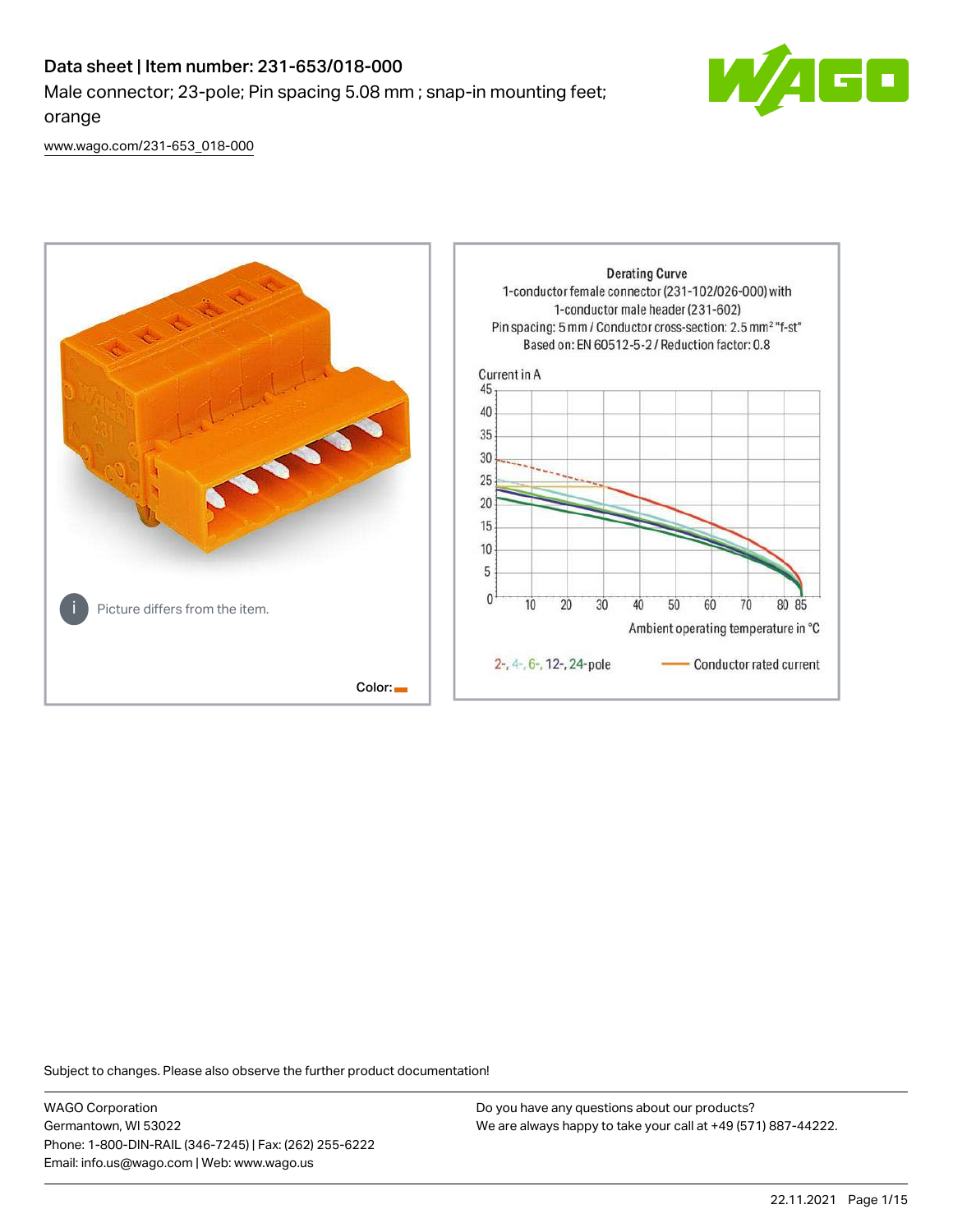# Data sheet | Item number: 231-653/018-000

Male connector; 23-pole; Pin spacing 5.08 mm ; snap-in mounting feet; orange

[www.wago.com/231-653_018-000](www.wago.com/231-653_018-000)

Picture differs from the item.

Color:

Derating Curve
1-conductor female connector (231-102/026-000) with 1-conductor male header (231-602)
Pin spacing: 5 mm / Conductor cross-section: 2.5 mm² "f-st"
Based on: EN 60512-5-2 / Reduction factor: 0.8

Current in A

Ambient operating temperature in °C

2-, 4-, 6-, 12-, 24-pole — Conductor rated current

Subject to changes. Please also observe the further product documentation!

WAGO Corporation
Germantown, WI 53022
Phone: 1-800-DIN-RAIL (346-7245) | Fax: (262) 255-6222
Email: info.us@wago.com | Web: www.wago.us

Do you have any questions about our products?
We are always happy to take your call at +49 (571) 887-44222.

22.11.2021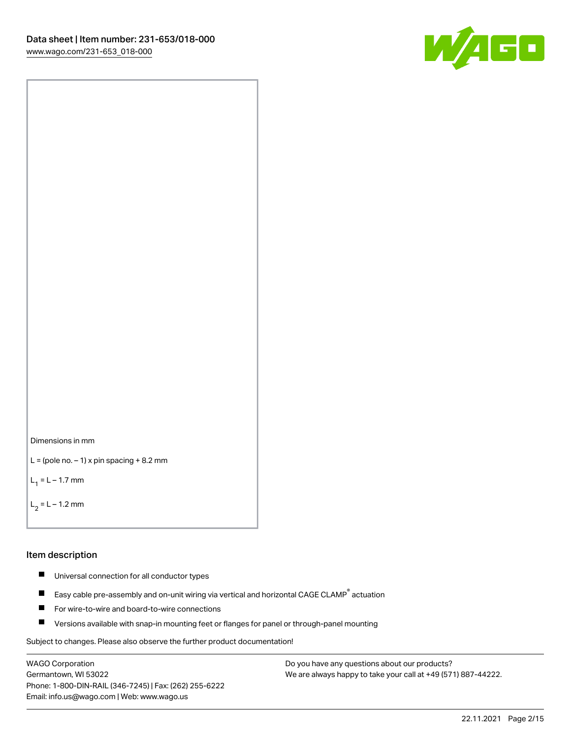Dimensions in mm

L = (pole no. – 1) x pin spacing + 8.2 mm

$L_1$ = L – 1.7 mm

$L_2$ = L – 1.2 mm

## Item description

- Universal connection for all conductor types
- Easy cable pre-assembly and on-unit wiring via vertical and horizontal CAGE CLAMP® actuation
- For wire-to-wire and board-to-wire connections
- Versions available with snap-in mounting feet or flanges for panel or through-panel mounting

Subject to changes. Please also observe the further product documentation!

WAGO Corporation
Germantown, WI 53022
Phone: 1-800-DIN-RAIL (346-7245) | Fax: (262) 255-6222
Email: info.us@wago.com | Web: www.wago.us

Do you have any questions about our products?
We are always happy to take your call at +49 (571) 887-44222.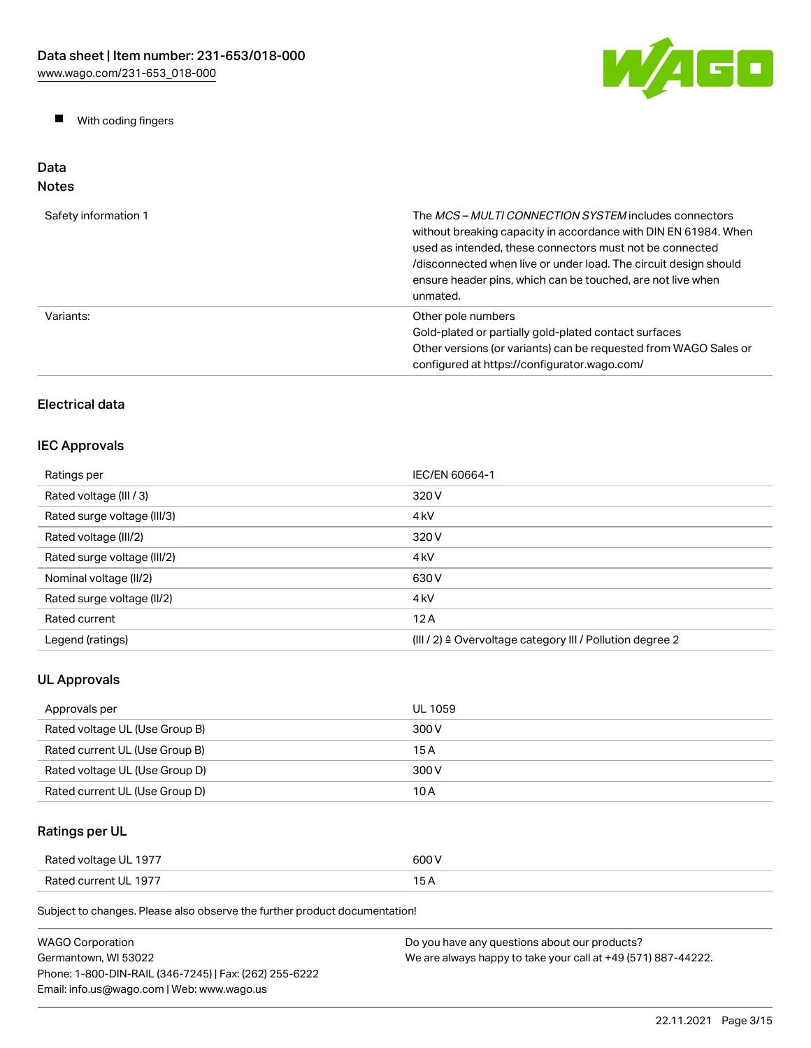- With coding fingers

## Data

### Notes

| | |
|---|---|
| Safety information 1 | The *MCS – MULTI CONNECTION SYSTEM* includes connectors without breaking capacity in accordance with DIN EN 61984. When used as intended, these connectors must not be connected /disconnected when live or under load. The circuit design should ensure header pins, which can be touched, are not live when unmated. |
| Variants: | Other pole numbers<br>Gold-plated or partially gold-plated contact surfaces<br>Other versions (or variants) can be requested from WAGO Sales or configured at https://configurator.wago.com/ |

### Electrical data

### IEC Approvals

| | |
|---|---|
| Ratings per | IEC/EN 60664-1 |
| Rated voltage (III / 3) | 320 V |
| Rated surge voltage (III/3) | 4 kV |
| Rated voltage (III/2) | 320 V |
| Rated surge voltage (III/2) | 4 kV |
| Nominal voltage (II/2) | 630 V |
| Rated surge voltage (II/2) | 4 kV |
| Rated current | 12 A |
| Legend (ratings) | (III / 2) ≙ Overvoltage category III / Pollution degree 2 |

### UL Approvals

| | |
|---|---|
| Approvals per | UL 1059 |
| Rated voltage UL (Use Group B) | 300 V |
| Rated current UL (Use Group B) | 15 A |
| Rated voltage UL (Use Group D) | 300 V |
| Rated current UL (Use Group D) | 10 A |

### Ratings per UL

| | |
|---|---|
| Rated voltage UL 1977 | 600 V |
| Rated current UL 1977 | 15 A |

Subject to changes. Please also observe the further product documentation!

WAGO Corporation
Germantown, WI 53022
Phone: 1-800-DIN-RAIL (346-7245) | Fax: (262) 255-6222
Email: info.us@wago.com | Web: www.wago.us

Do you have any questions about our products?
We are always happy to take your call at +49 (571) 887-44222.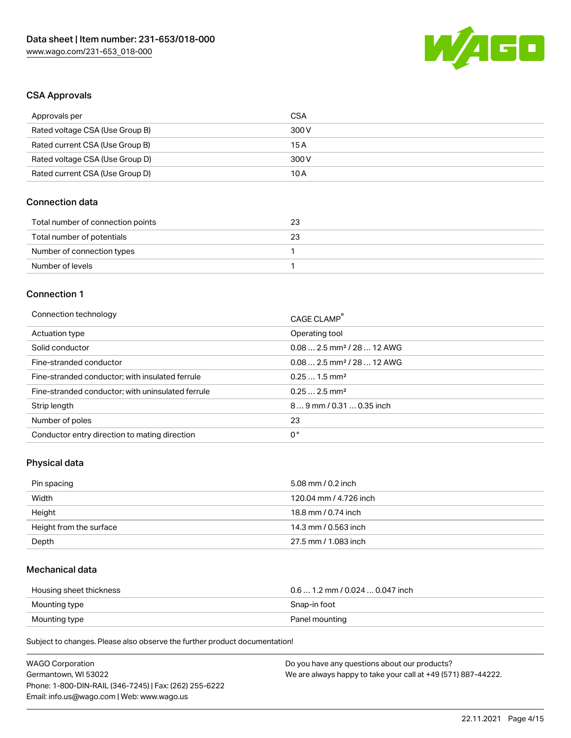## CSA Approvals

| | |
|---|---|
| Approvals per | CSA |
| Rated voltage CSA (Use Group B) | 300 V |
| Rated current CSA (Use Group B) | 15 A |
| Rated voltage CSA (Use Group D) | 300 V |
| Rated current CSA (Use Group D) | 10 A |

## Connection data

| | |
|---|---|
| Total number of connection points | 23 |
| Total number of potentials | 23 |
| Number of connection types | 1 |
| Number of levels | 1 |

## Connection 1

| | |
|---|---|
| Connection technology | CAGE CLAMP® |
| Actuation type | Operating tool |
| Solid conductor | 0.08 … 2.5 mm² / 28 … 12 AWG |
| Fine-stranded conductor | 0.08 … 2.5 mm² / 28 … 12 AWG |
| Fine-stranded conductor; with insulated ferrule | 0.25 … 1.5 mm² |
| Fine-stranded conductor; with uninsulated ferrule | 0.25 … 2.5 mm² |
| Strip length | 8 … 9 mm / 0.31 … 0.35 inch |
| Number of poles | 23 |
| Conductor entry direction to mating direction | 0 ° |

## Physical data

| | |
|---|---|
| Pin spacing | 5.08 mm / 0.2 inch |
| Width | 120.04 mm / 4.726 inch |
| Height | 18.8 mm / 0.74 inch |
| Height from the surface | 14.3 mm / 0.563 inch |
| Depth | 27.5 mm / 1.083 inch |

## Mechanical data

| | |
|---|---|
| Housing sheet thickness | 0.6 … 1.2 mm / 0.024 … 0.047 inch |
| Mounting type | Snap-in foot |
| Mounting type | Panel mounting |

Subject to changes. Please also observe the further product documentation!

WAGO Corporation
Germantown, WI 53022
Phone: 1-800-DIN-RAIL (346-7245) | Fax: (262) 255-6222
Email: info.us@wago.com | Web: www.wago.us

Do you have any questions about our products?
We are always happy to take your call at +49 (571) 887-44222.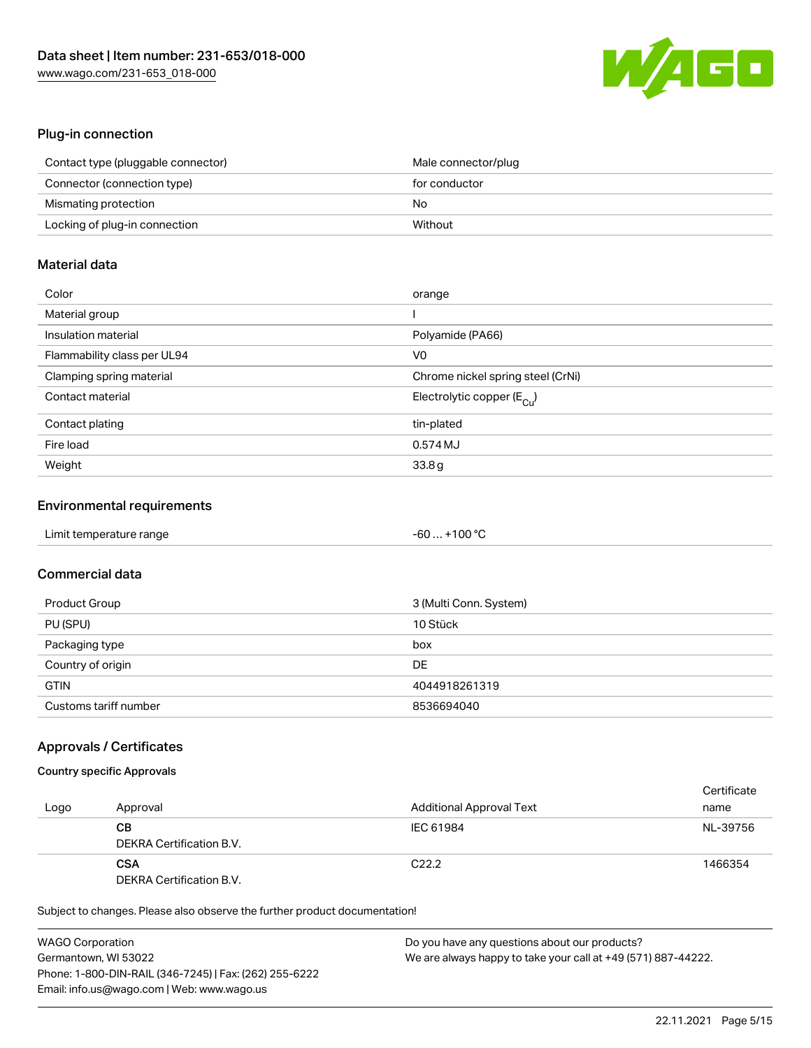## Plug-in connection

| | |
|---|---|
| Contact type (pluggable connector) | Male connector/plug |
| Connector (connection type) | for conductor |
| Mismating protection | No |
| Locking of plug-in connection | Without |

## Material data

| | |
|---|---|
| Color | orange |
| Material group | I |
| Insulation material | Polyamide (PA66) |
| Flammability class per UL94 | V0 |
| Clamping spring material | Chrome nickel spring steel (CrNi) |
| Contact material | Electrolytic copper ($E_{Cu}$) |
| Contact plating | tin-plated |
| Fire load | 0.574 MJ |
| Weight | 33.8 g |

## Environmental requirements

| | |
|---|---|
| Limit temperature range | -60 … +100 °C |

## Commercial data

| | |
|---|---|
| Product Group | 3 (Multi Conn. System) |
| PU (SPU) | 10 Stück |
| Packaging type | box |
| Country of origin | DE |
| GTIN | 4044918261319 |
| Customs tariff number | 8536694040 |

## Approvals / Certificates

### Country specific Approvals

| Logo | Approval | Additional Approval Text | Certificate name |
|---|---|---|---|
| | **CB**<br>DEKRA Certification B.V. | IEC 61984 | NL-39756 |
| | **CSA**<br>DEKRA Certification B.V. | C22.2 | 1466354 |

Subject to changes. Please also observe the further product documentation!

WAGO Corporation
Germantown, WI 53022
Phone: 1-800-DIN-RAIL (346-7245) | Fax: (262) 255-6222
Email: info.us@wago.com | Web: www.wago.us

Do you have any questions about our products?
We are always happy to take your call at +49 (571) 887-44222.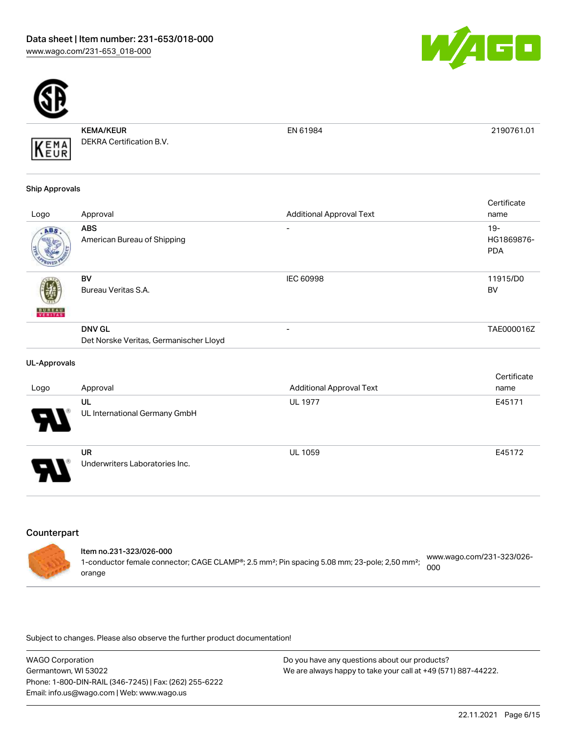| Logo | Approval | Additional Approval Text | Certificate name |
| --- | --- | --- | --- |
| | **KEMA/KEUR**<br>DEKRA Certification B.V. | EN 61984 | 2190761.01 |

**Ship Approvals**

| Logo | Approval | Additional Approval Text | Certificate name |
| --- | --- | --- | --- |
| | **ABS**<br>American Bureau of Shipping | - | 19-HG1869876-PDA |
| | **BV**<br>Bureau Veritas S.A. | IEC 60998 | 11915/D0 BV |
| | **DNV GL**<br>Det Norske Veritas, Germanischer Lloyd | - | TAE000016Z |

**UL-Approvals**

| Logo | Approval | Additional Approval Text | Certificate name |
| --- | --- | --- | --- |
| | **UL**<br>UL International Germany GmbH | UL 1977 | E45171 |
| | **UR**<br>Underwriters Laboratories Inc. | UL 1059 | E45172 |

## Counterpart

**Item no.231-323/026-000**
1-conductor female connector; CAGE CLAMP®; 2.5 mm²; Pin spacing 5.08 mm; 23-pole; 2,50 mm²; orange
www.wago.com/231-323/026-000

Subject to changes. Please also observe the further product documentation!

WAGO Corporation
Germantown, WI 53022
Phone: 1-800-DIN-RAIL (346-7245) | Fax: (262) 255-6222
Email: info.us@wago.com | Web: www.wago.us

Do you have any questions about our products?
We are always happy to take your call at +49 (571) 887-44222.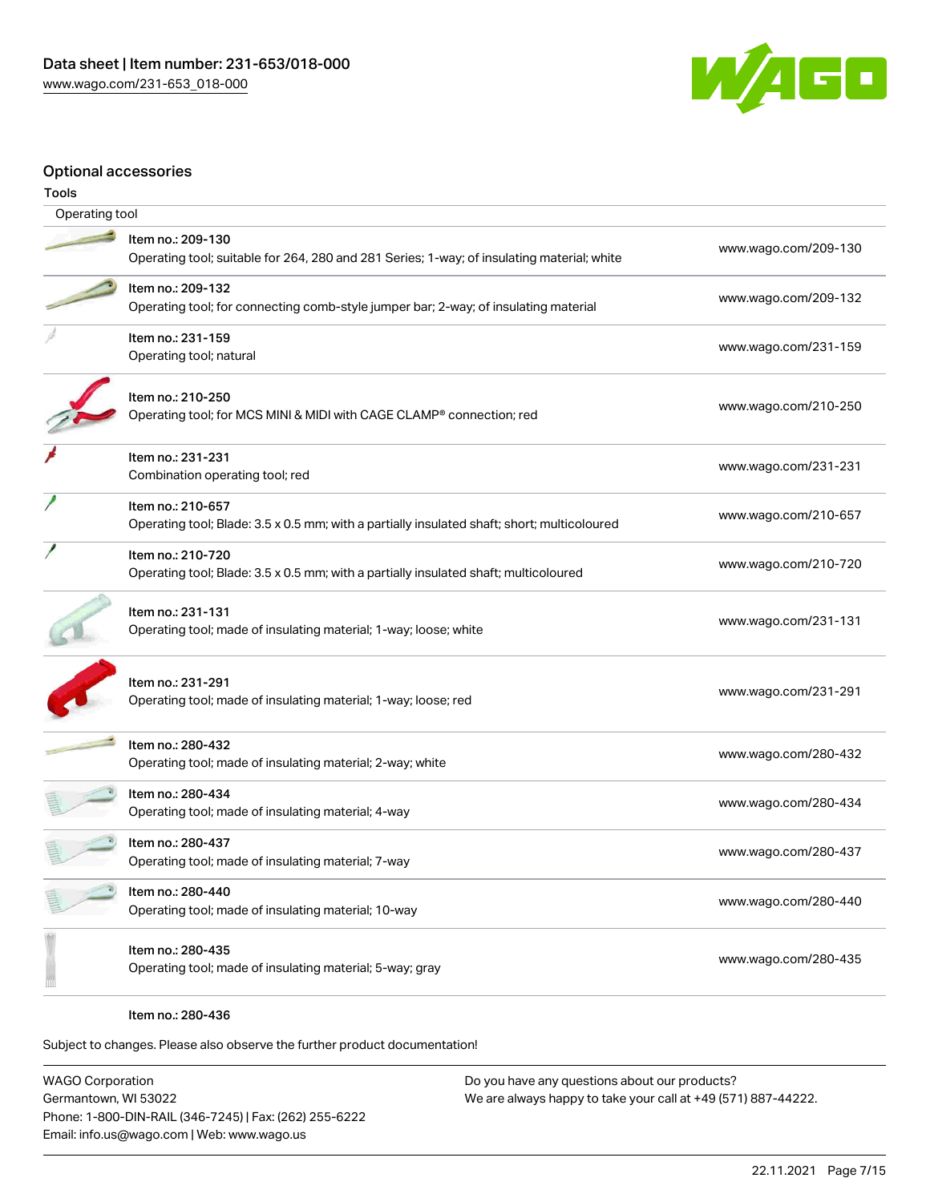## Optional accessories

### Tools

| Operating tool | |
|---|---|
| Item no.: 209-130<br>Operating tool; suitable for 264, 280 and 281 Series; 1-way; of insulating material; white | www.wago.com/209-130 |
| Item no.: 209-132<br>Operating tool; for connecting comb-style jumper bar; 2-way; of insulating material | www.wago.com/209-132 |
| Item no.: 231-159<br>Operating tool; natural | www.wago.com/231-159 |
| Item no.: 210-250<br>Operating tool; for MCS MINI & MIDI with CAGE CLAMP® connection; red | www.wago.com/210-250 |
| Item no.: 231-231<br>Combination operating tool; red | www.wago.com/231-231 |
| Item no.: 210-657<br>Operating tool; Blade: 3.5 x 0.5 mm; with a partially insulated shaft; short; multicoloured | www.wago.com/210-657 |
| Item no.: 210-720<br>Operating tool; Blade: 3.5 x 0.5 mm; with a partially insulated shaft; multicoloured | www.wago.com/210-720 |
| Item no.: 231-131<br>Operating tool; made of insulating material; 1-way; loose; white | www.wago.com/231-131 |
| Item no.: 231-291<br>Operating tool; made of insulating material; 1-way; loose; red | www.wago.com/231-291 |
| Item no.: 280-432<br>Operating tool; made of insulating material; 2-way; white | www.wago.com/280-432 |
| Item no.: 280-434<br>Operating tool; made of insulating material; 4-way | www.wago.com/280-434 |
| Item no.: 280-437<br>Operating tool; made of insulating material; 7-way | www.wago.com/280-437 |
| Item no.: 280-440<br>Operating tool; made of insulating material; 10-way | www.wago.com/280-440 |
| Item no.: 280-435<br>Operating tool; made of insulating material; 5-way; gray | www.wago.com/280-435 |
| Item no.: 280-436 | |

Subject to changes. Please also observe the further product documentation!

WAGO Corporation
Germantown, WI 53022
Phone: 1-800-DIN-RAIL (346-7245) | Fax: (262) 255-6222
Email: info.us@wago.com | Web: www.wago.us

Do you have any questions about our products?
We are always happy to take your call at +49 (571) 887-44222.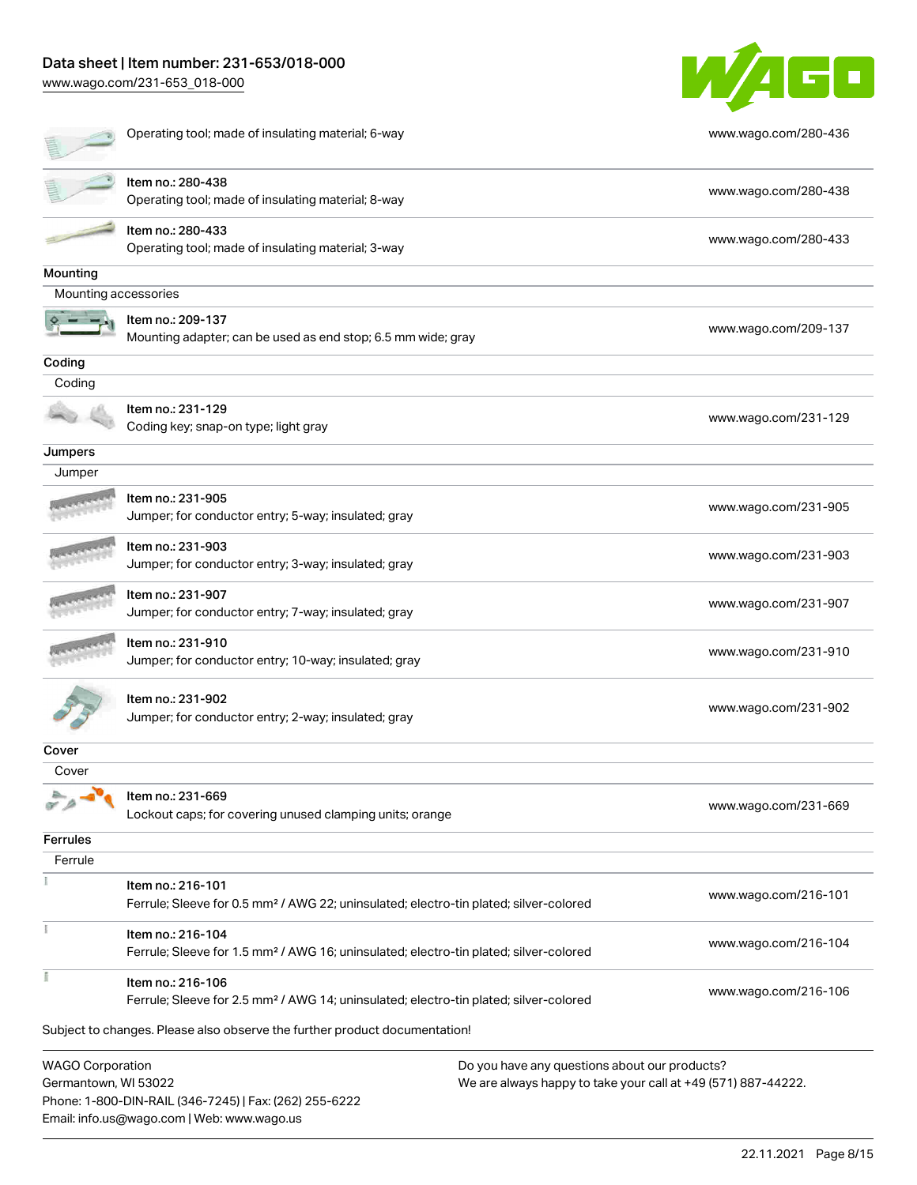| | |
|---|---|
| Operating tool; made of insulating material; 6-way | www.wago.com/280-436 |
| Item no.: 280-438<br>Operating tool; made of insulating material; 8-way | www.wago.com/280-438 |
| Item no.: 280-433<br>Operating tool; made of insulating material; 3-way | www.wago.com/280-433 |

**Mounting**

Mounting accessories

| | |
|---|---|
| Item no.: 209-137<br>Mounting adapter; can be used as end stop; 6.5 mm wide; gray | www.wago.com/209-137 |

**Coding**

Coding

| | |
|---|---|
| Item no.: 231-129<br>Coding key; snap-on type; light gray | www.wago.com/231-129 |

**Jumpers**

Jumper

| | |
|---|---|
| Item no.: 231-905<br>Jumper; for conductor entry; 5-way; insulated; gray | www.wago.com/231-905 |
| Item no.: 231-903<br>Jumper; for conductor entry; 3-way; insulated; gray | www.wago.com/231-903 |
| Item no.: 231-907<br>Jumper; for conductor entry; 7-way; insulated; gray | www.wago.com/231-907 |
| Item no.: 231-910<br>Jumper; for conductor entry; 10-way; insulated; gray | www.wago.com/231-910 |
| Item no.: 231-902<br>Jumper; for conductor entry; 2-way; insulated; gray | www.wago.com/231-902 |

**Cover**

Cover

| | |
|---|---|
| Item no.: 231-669<br>Lockout caps; for covering unused clamping units; orange | www.wago.com/231-669 |

**Ferrules**

Ferrule

| | |
|---|---|
| Item no.: 216-101<br>Ferrule; Sleeve for 0.5 mm² / AWG 22; uninsulated; electro-tin plated; silver-colored | www.wago.com/216-101 |
| Item no.: 216-104<br>Ferrule; Sleeve for 1.5 mm² / AWG 16; uninsulated; electro-tin plated; silver-colored | www.wago.com/216-104 |
| Item no.: 216-106<br>Ferrule; Sleeve for 2.5 mm² / AWG 14; uninsulated; electro-tin plated; silver-colored | www.wago.com/216-106 |

Subject to changes. Please also observe the further product documentation!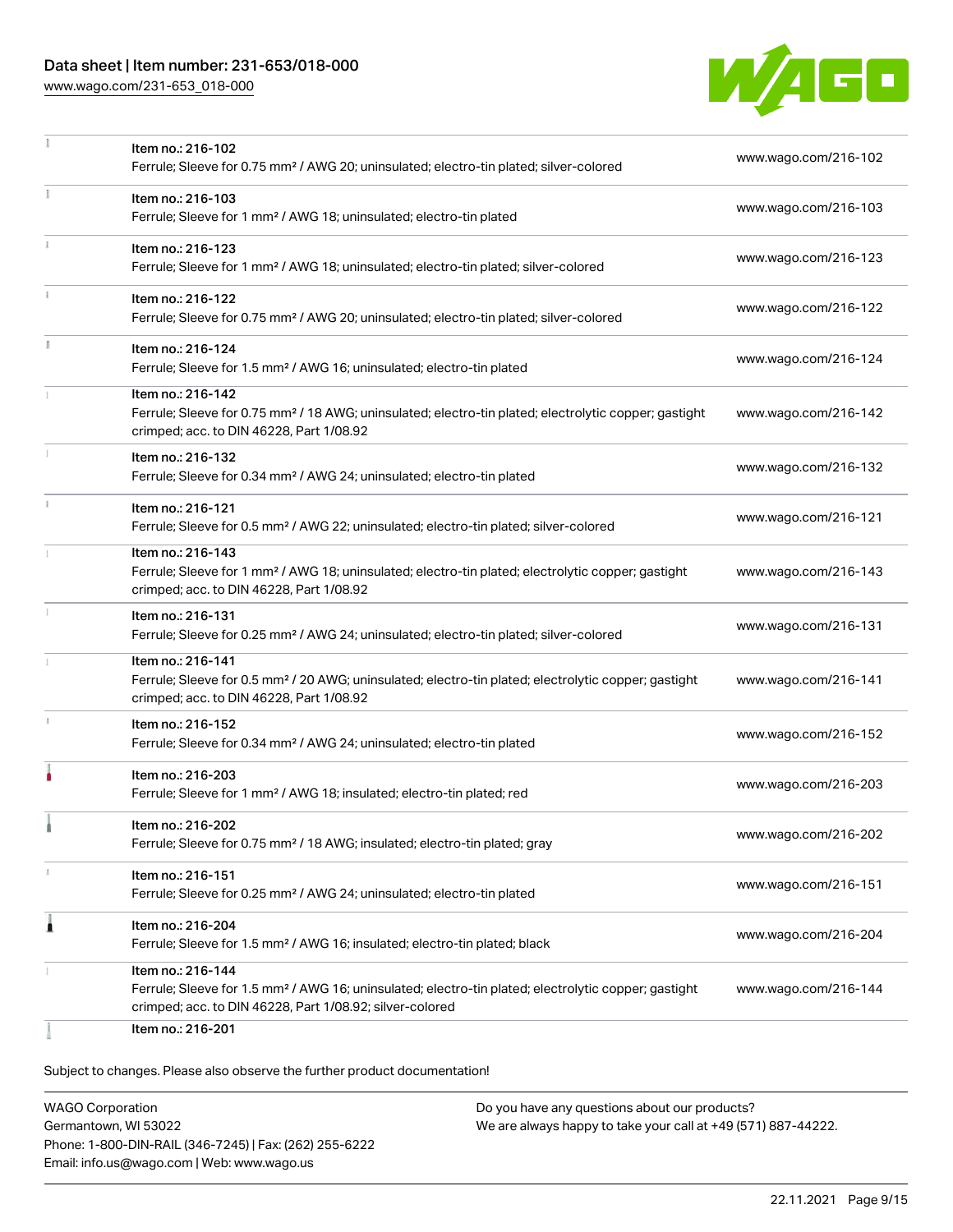| | | |
|---|---|---|
| | Item no.: 216-102<br>Ferrule; Sleeve for 0.75 mm² / AWG 20; uninsulated; electro-tin plated; silver-colored | www.wago.com/216-102 |
| | Item no.: 216-103<br>Ferrule; Sleeve for 1 mm² / AWG 18; uninsulated; electro-tin plated | www.wago.com/216-103 |
| | Item no.: 216-123<br>Ferrule; Sleeve for 1 mm² / AWG 18; uninsulated; electro-tin plated; silver-colored | www.wago.com/216-123 |
| | Item no.: 216-122<br>Ferrule; Sleeve for 0.75 mm² / AWG 20; uninsulated; electro-tin plated; silver-colored | www.wago.com/216-122 |
| | Item no.: 216-124<br>Ferrule; Sleeve for 1.5 mm² / AWG 16; uninsulated; electro-tin plated | www.wago.com/216-124 |
| | Item no.: 216-142<br>Ferrule; Sleeve for 0.75 mm² / 18 AWG; uninsulated; electro-tin plated; electrolytic copper; gastight crimped; acc. to DIN 46228, Part 1/08.92 | www.wago.com/216-142 |
| | Item no.: 216-132<br>Ferrule; Sleeve for 0.34 mm² / AWG 24; uninsulated; electro-tin plated | www.wago.com/216-132 |
| | Item no.: 216-121<br>Ferrule; Sleeve for 0.5 mm² / AWG 22; uninsulated; electro-tin plated; silver-colored | www.wago.com/216-121 |
| | Item no.: 216-143<br>Ferrule; Sleeve for 1 mm² / AWG 18; uninsulated; electro-tin plated; electrolytic copper; gastight crimped; acc. to DIN 46228, Part 1/08.92 | www.wago.com/216-143 |
| | Item no.: 216-131<br>Ferrule; Sleeve for 0.25 mm² / AWG 24; uninsulated; electro-tin plated; silver-colored | www.wago.com/216-131 |
| | Item no.: 216-141<br>Ferrule; Sleeve for 0.5 mm² / 20 AWG; uninsulated; electro-tin plated; electrolytic copper; gastight crimped; acc. to DIN 46228, Part 1/08.92 | www.wago.com/216-141 |
| | Item no.: 216-152<br>Ferrule; Sleeve for 0.34 mm² / AWG 24; uninsulated; electro-tin plated | www.wago.com/216-152 |
| | Item no.: 216-203<br>Ferrule; Sleeve for 1 mm² / AWG 18; insulated; electro-tin plated; red | www.wago.com/216-203 |
| | Item no.: 216-202<br>Ferrule; Sleeve for 0.75 mm² / 18 AWG; insulated; electro-tin plated; gray | www.wago.com/216-202 |
| | Item no.: 216-151<br>Ferrule; Sleeve for 0.25 mm² / AWG 24; uninsulated; electro-tin plated | www.wago.com/216-151 |
| | Item no.: 216-204<br>Ferrule; Sleeve for 1.5 mm² / AWG 16; insulated; electro-tin plated; black | www.wago.com/216-204 |
| | Item no.: 216-144<br>Ferrule; Sleeve for 1.5 mm² / AWG 16; uninsulated; electro-tin plated; electrolytic copper; gastight crimped; acc. to DIN 46228, Part 1/08.92; silver-colored | www.wago.com/216-144 |
| | Item no.: 216-201 | |

Subject to changes. Please also observe the further product documentation!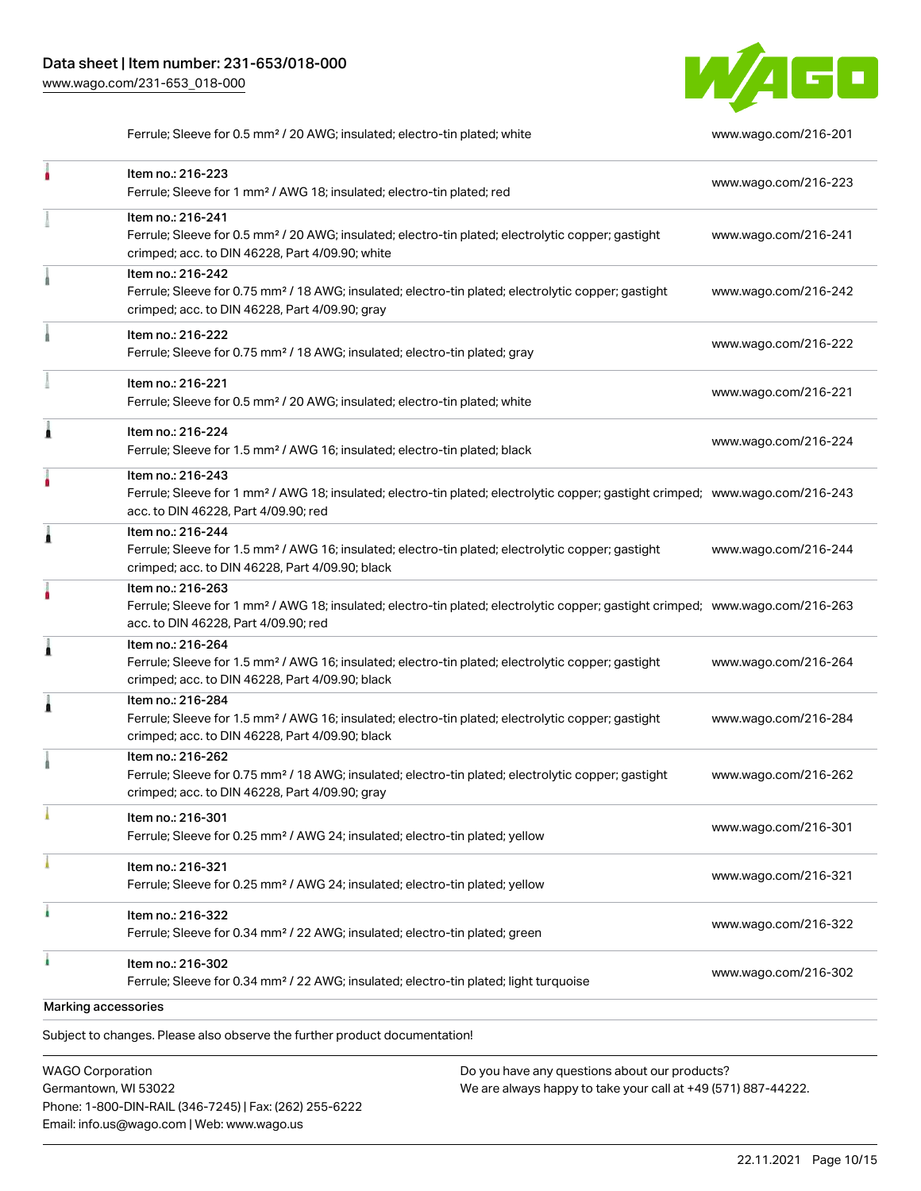| | | |
|---|---|---|
| | Ferrule; Sleeve for 0.5 mm² / 20 AWG; insulated; electro-tin plated; white | www.wago.com/216-201 |
| | Item no.: 216-223<br>Ferrule; Sleeve for 1 mm² / AWG 18; insulated; electro-tin plated; red | www.wago.com/216-223 |
| | Item no.: 216-241<br>Ferrule; Sleeve for 0.5 mm² / 20 AWG; insulated; electro-tin plated; electrolytic copper; gastight crimped; acc. to DIN 46228, Part 4/09.90; white | www.wago.com/216-241 |
| | Item no.: 216-242<br>Ferrule; Sleeve for 0.75 mm² / 18 AWG; insulated; electro-tin plated; electrolytic copper; gastight crimped; acc. to DIN 46228, Part 4/09.90; gray | www.wago.com/216-242 |
| | Item no.: 216-222<br>Ferrule; Sleeve for 0.75 mm² / 18 AWG; insulated; electro-tin plated; gray | www.wago.com/216-222 |
| | Item no.: 216-221<br>Ferrule; Sleeve for 0.5 mm² / 20 AWG; insulated; electro-tin plated; white | www.wago.com/216-221 |
| | Item no.: 216-224<br>Ferrule; Sleeve for 1.5 mm² / AWG 16; insulated; electro-tin plated; black | www.wago.com/216-224 |
| | Item no.: 216-243<br>Ferrule; Sleeve for 1 mm² / AWG 18; insulated; electro-tin plated; electrolytic copper; gastight crimped; acc. to DIN 46228, Part 4/09.90; red | www.wago.com/216-243 |
| | Item no.: 216-244<br>Ferrule; Sleeve for 1.5 mm² / AWG 16; insulated; electro-tin plated; electrolytic copper; gastight crimped; acc. to DIN 46228, Part 4/09.90; black | www.wago.com/216-244 |
| | Item no.: 216-263<br>Ferrule; Sleeve for 1 mm² / AWG 18; insulated; electro-tin plated; electrolytic copper; gastight crimped; acc. to DIN 46228, Part 4/09.90; red | www.wago.com/216-263 |
| | Item no.: 216-264<br>Ferrule; Sleeve for 1.5 mm² / AWG 16; insulated; electro-tin plated; electrolytic copper; gastight crimped; acc. to DIN 46228, Part 4/09.90; black | www.wago.com/216-264 |
| | Item no.: 216-284<br>Ferrule; Sleeve for 1.5 mm² / AWG 16; insulated; electro-tin plated; electrolytic copper; gastight crimped; acc. to DIN 46228, Part 4/09.90; black | www.wago.com/216-284 |
| | Item no.: 216-262<br>Ferrule; Sleeve for 0.75 mm² / 18 AWG; insulated; electro-tin plated; electrolytic copper; gastight crimped; acc. to DIN 46228, Part 4/09.90; gray | www.wago.com/216-262 |
| | Item no.: 216-301<br>Ferrule; Sleeve for 0.25 mm² / AWG 24; insulated; electro-tin plated; yellow | www.wago.com/216-301 |
| | Item no.: 216-321<br>Ferrule; Sleeve for 0.25 mm² / AWG 24; insulated; electro-tin plated; yellow | www.wago.com/216-321 |
| | Item no.: 216-322<br>Ferrule; Sleeve for 0.34 mm² / 22 AWG; insulated; electro-tin plated; green | www.wago.com/216-322 |
| | Item no.: 216-302<br>Ferrule; Sleeve for 0.34 mm² / 22 AWG; insulated; electro-tin plated; light turquoise | www.wago.com/216-302 |

Marking accessories

Subject to changes. Please also observe the further product documentation!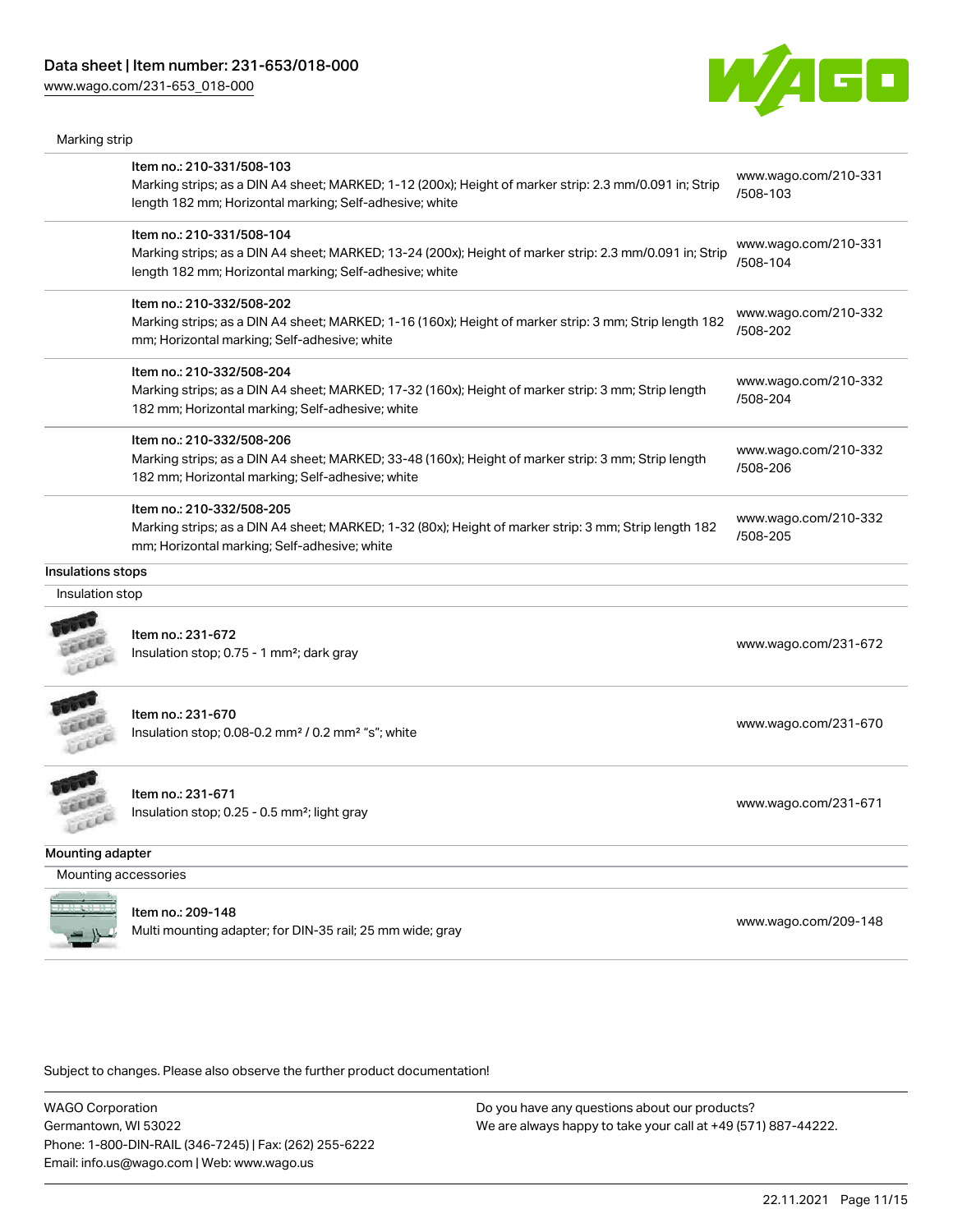Marking strip

| Item | Link |
| --- | --- |
| Item no.: 210-331/508-103<br>Marking strips; as a DIN A4 sheet; MARKED; 1-12 (200x); Height of marker strip: 2.3 mm/0.091 in; Strip length 182 mm; Horizontal marking; Self-adhesive; white | www.wago.com/210-331/508-103 |
| Item no.: 210-331/508-104<br>Marking strips; as a DIN A4 sheet; MARKED; 13-24 (200x); Height of marker strip: 2.3 mm/0.091 in; Strip length 182 mm; Horizontal marking; Self-adhesive; white | www.wago.com/210-331/508-104 |
| Item no.: 210-332/508-202<br>Marking strips; as a DIN A4 sheet; MARKED; 1-16 (160x); Height of marker strip: 3 mm; Strip length 182 mm; Horizontal marking; Self-adhesive; white | www.wago.com/210-332/508-202 |
| Item no.: 210-332/508-204<br>Marking strips; as a DIN A4 sheet; MARKED; 17-32 (160x); Height of marker strip: 3 mm; Strip length 182 mm; Horizontal marking; Self-adhesive; white | www.wago.com/210-332/508-204 |
| Item no.: 210-332/508-206<br>Marking strips; as a DIN A4 sheet; MARKED; 33-48 (160x); Height of marker strip: 3 mm; Strip length 182 mm; Horizontal marking; Self-adhesive; white | www.wago.com/210-332/508-206 |
| Item no.: 210-332/508-205<br>Marking strips; as a DIN A4 sheet; MARKED; 1-32 (80x); Height of marker strip: 3 mm; Strip length 182 mm; Horizontal marking; Self-adhesive; white | www.wago.com/210-332/508-205 |

## Insulations stops

Insulation stop

| Item | Link |
| --- | --- |
| Item no.: 231-672<br>Insulation stop; 0.75 - 1 mm²; dark gray | www.wago.com/231-672 |
| Item no.: 231-670<br>Insulation stop; 0.08-0.2 mm² / 0.2 mm² "s"; white | www.wago.com/231-670 |
| Item no.: 231-671<br>Insulation stop; 0.25 - 0.5 mm²; light gray | www.wago.com/231-671 |

## Mounting adapter

Mounting accessories

| Item | Link |
| --- | --- |
| Item no.: 209-148<br>Multi mounting adapter; for DIN-35 rail; 25 mm wide; gray | www.wago.com/209-148 |

Subject to changes. Please also observe the further product documentation!

WAGO Corporation
Germantown, WI 53022
Phone: 1-800-DIN-RAIL (346-7245) | Fax: (262) 255-6222
Email: info.us@wago.com | Web: www.wago.us

Do you have any questions about our products?
We are always happy to take your call at +49 (571) 887-44222.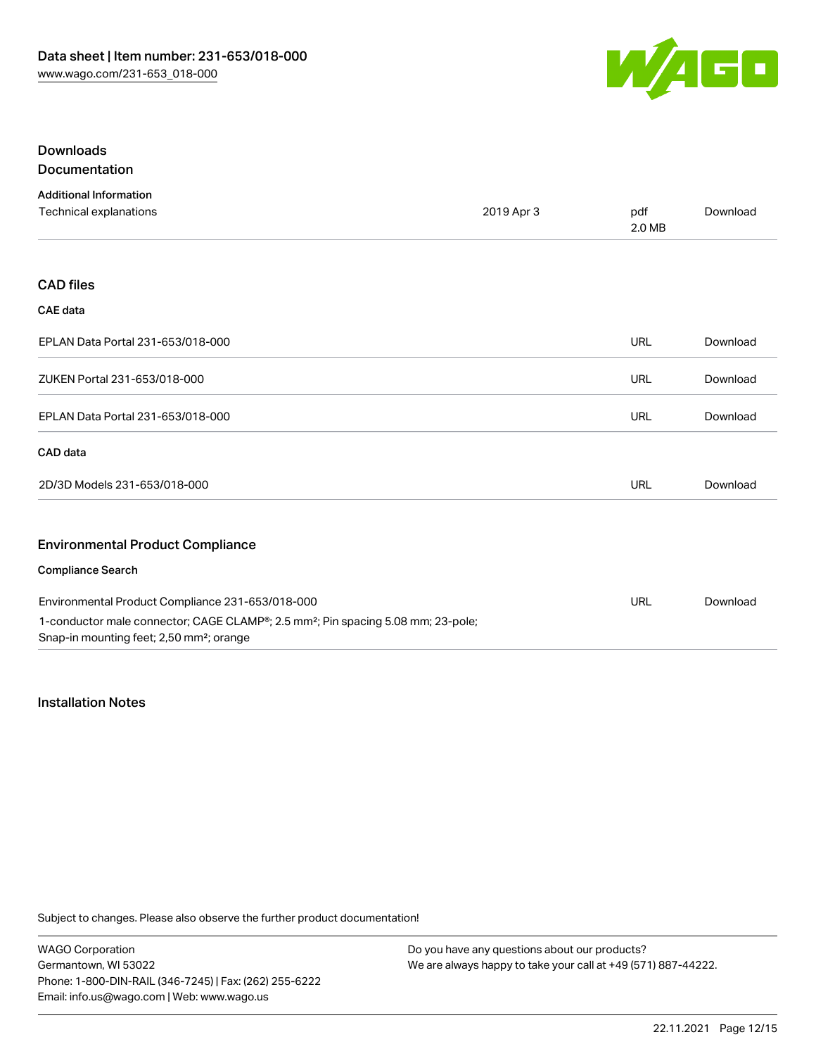## Downloads

### Documentation

**Additional Information**

| | | | |
|---|---|---|---|
| Technical explanations | 2019 Apr 3 | pdf 2.0 MB | Download |

### CAD files

**CAE data**

| | | |
|---|---|---|
| EPLAN Data Portal 231-653/018-000 | URL | Download |
| ZUKEN Portal 231-653/018-000 | URL | Download |
| EPLAN Data Portal 231-653/018-000 | URL | Download |

**CAD data**

| | | |
|---|---|---|
| 2D/3D Models 231-653/018-000 | URL | Download |

### Environmental Product Compliance

**Compliance Search**

| | | |
|---|---|---|
| Environmental Product Compliance 231-653/018-000<br>1-conductor male connector; CAGE CLAMP®; 2.5 mm²; Pin spacing 5.08 mm; 23-pole; Snap-in mounting feet; 2,50 mm²; orange | URL | Download |

## Installation Notes

Subject to changes. Please also observe the further product documentation!

WAGO Corporation
Germantown, WI 53022
Phone: 1-800-DIN-RAIL (346-7245) | Fax: (262) 255-6222
Email: info.us@wago.com | Web: www.wago.us

Do you have any questions about our products?
We are always happy to take your call at +49 (571) 887-44222.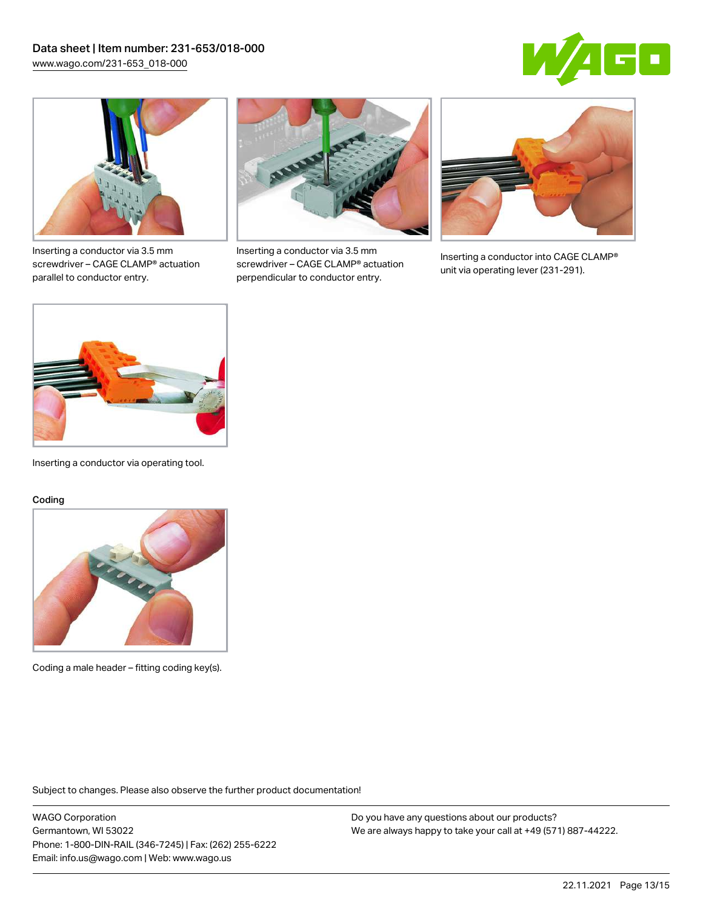Inserting a conductor via 3.5 mm screwdriver – CAGE CLAMP® actuation parallel to conductor entry.

Inserting a conductor via 3.5 mm screwdriver – CAGE CLAMP® actuation perpendicular to conductor entry.

Inserting a conductor into CAGE CLAMP® unit via operating lever (231-291).

Inserting a conductor via operating tool.

## Coding

Coding a male header – fitting coding key(s).

Subject to changes. Please also observe the further product documentation!

WAGO Corporation
Germantown, WI 53022
Phone: 1-800-DIN-RAIL (346-7245) | Fax: (262) 255-6222
Email: info.us@wago.com | Web: www.wago.us

Do you have any questions about our products?
We are always happy to take your call at +49 (571) 887-44222.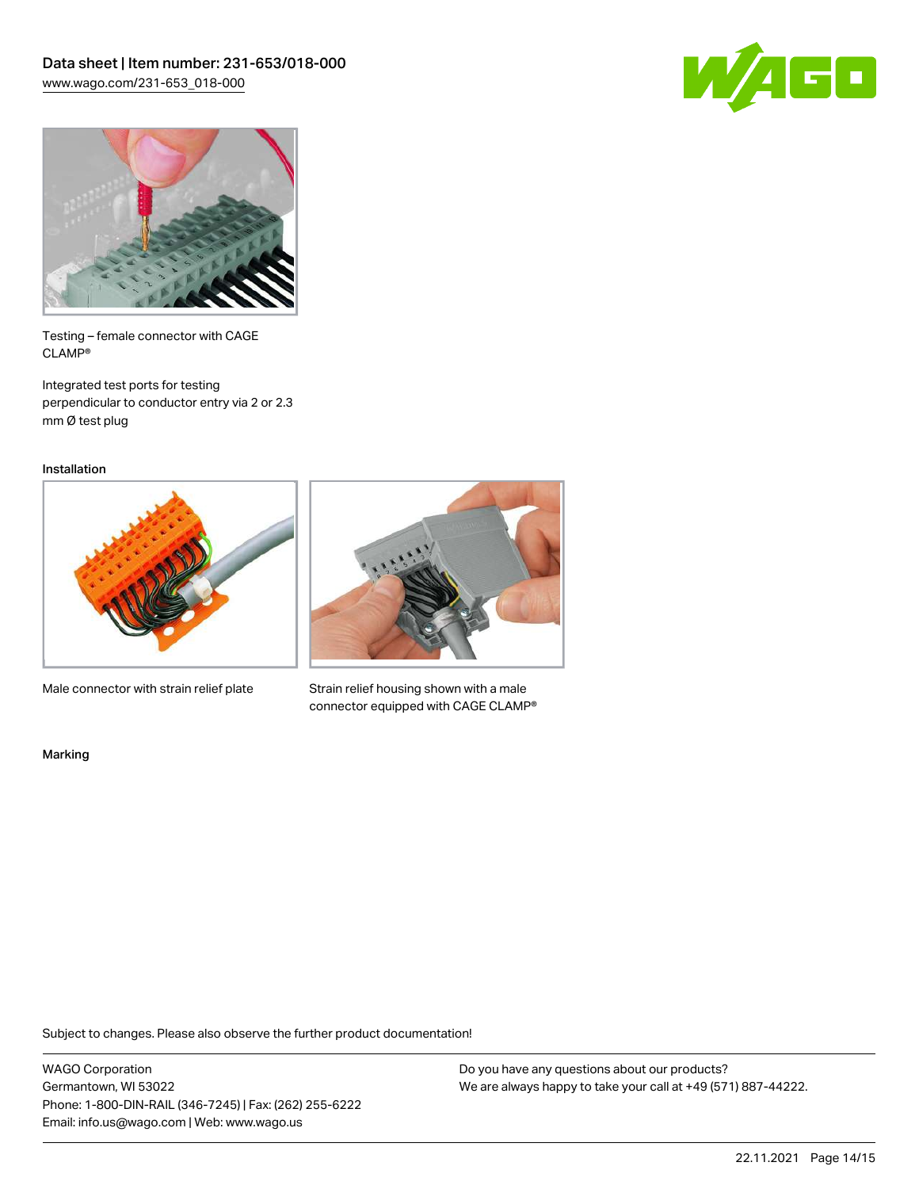Testing – female connector with CAGE CLAMP®

Integrated test ports for testing perpendicular to conductor entry via 2 or 2.3 mm Ø test plug

### Installation

Male connector with strain relief plate

Strain relief housing shown with a male connector equipped with CAGE CLAMP®

### Marking

Subject to changes. Please also observe the further product documentation!

WAGO Corporation
Germantown, WI 53022
Phone: 1-800-DIN-RAIL (346-7245) | Fax: (262) 255-6222
Email: info.us@wago.com | Web: www.wago.us

Do you have any questions about our products?
We are always happy to take your call at +49 (571) 887-44222.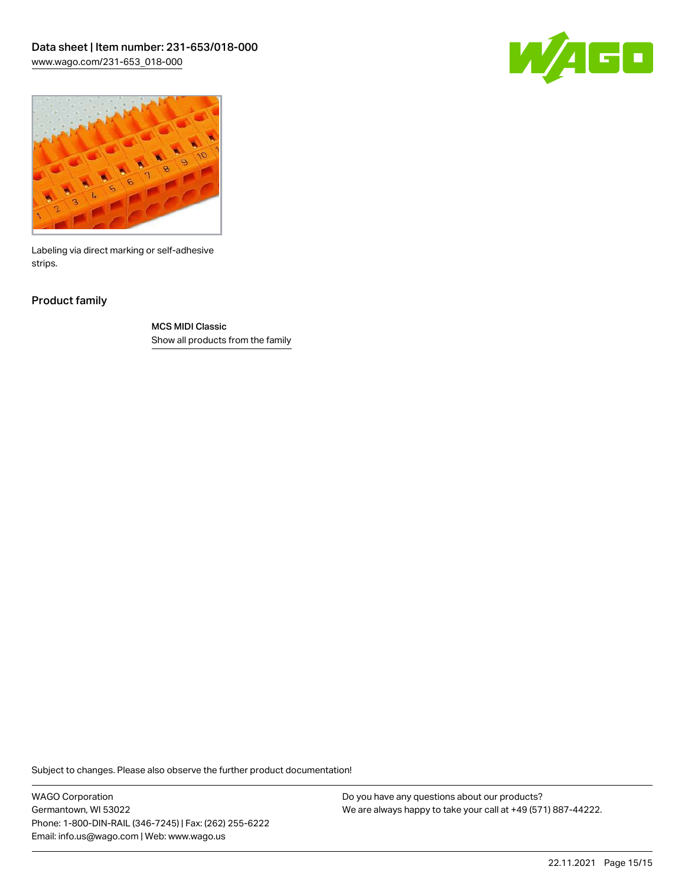Labeling via direct marking or self-adhesive strips.

## Product family

**MCS MIDI Classic**
Show all products from the family

Subject to changes. Please also observe the further product documentation!

WAGO Corporation
Germantown, WI 53022
Phone: 1-800-DIN-RAIL (346-7245) | Fax: (262) 255-6222
Email: info.us@wago.com | Web: www.wago.us

Do you have any questions about our products?
We are always happy to take your call at +49 (571) 887-44222.